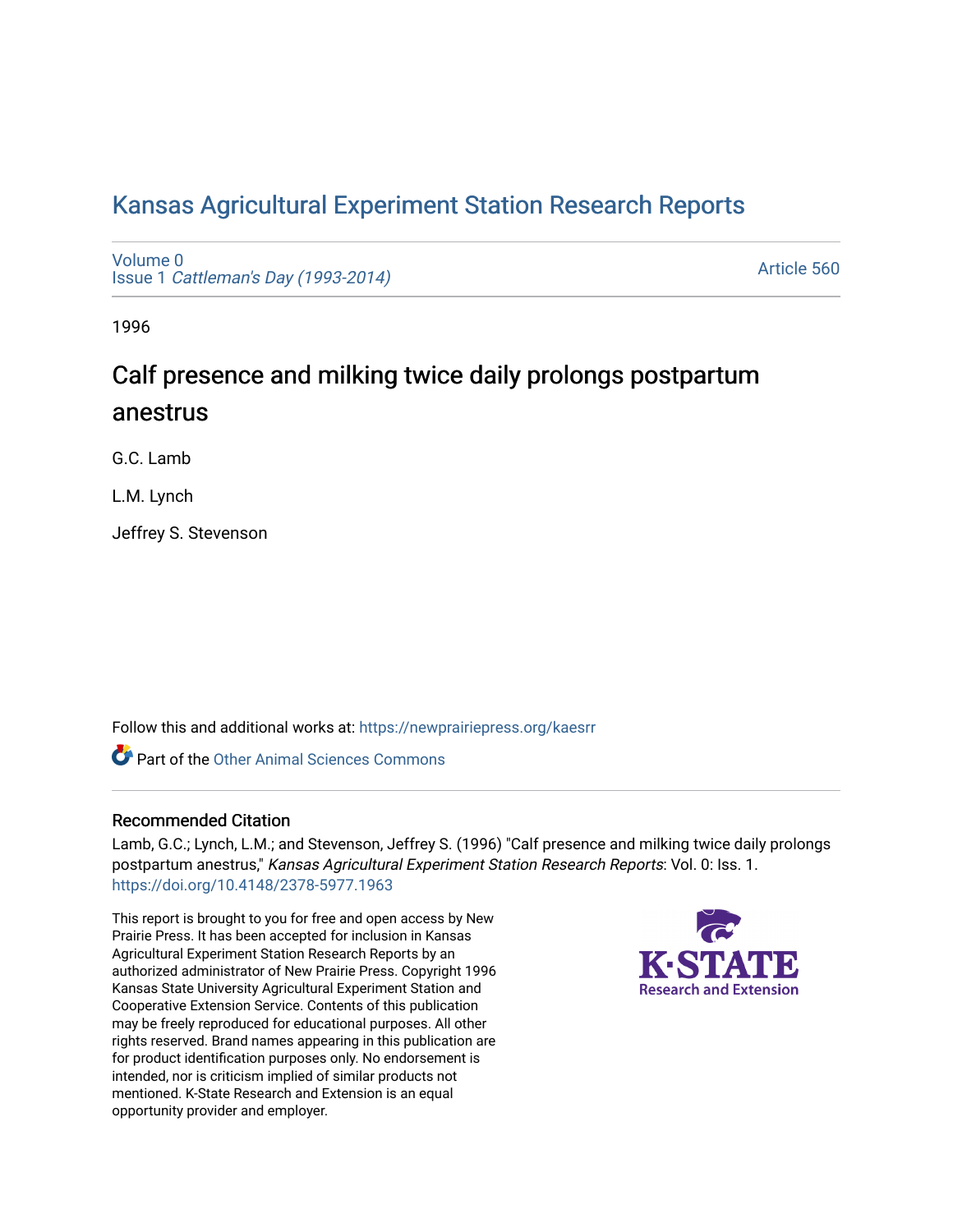# Kansas Agricultural Experiment Station Research Reports

Volume 0
Issue 1 *Cattleman's Day (1993-2014)*

Article 560

1996

## Calf presence and milking twice daily prolongs postpartum anestrus

G.C. Lamb

L.M. Lynch

Jeffrey S. Stevenson

Follow this and additional works at: https://newprairiepress.org/kaesrr

Part of the Other Animal Sciences Commons

### Recommended Citation

Lamb, G.C.; Lynch, L.M.; and Stevenson, Jeffrey S. (1996) "Calf presence and milking twice daily prolongs postpartum anestrus," *Kansas Agricultural Experiment Station Research Reports*: Vol. 0: Iss. 1. https://doi.org/10.4148/2378-5977.1963

This report is brought to you for free and open access by New Prairie Press. It has been accepted for inclusion in Kansas Agricultural Experiment Station Research Reports by an authorized administrator of New Prairie Press. Copyright 1996 Kansas State University Agricultural Experiment Station and Cooperative Extension Service. Contents of this publication may be freely reproduced for educational purposes. All other rights reserved. Brand names appearing in this publication are for product identification purposes only. No endorsement is intended, nor is criticism implied of similar products not mentioned. K-State Research and Extension is an equal opportunity provider and employer.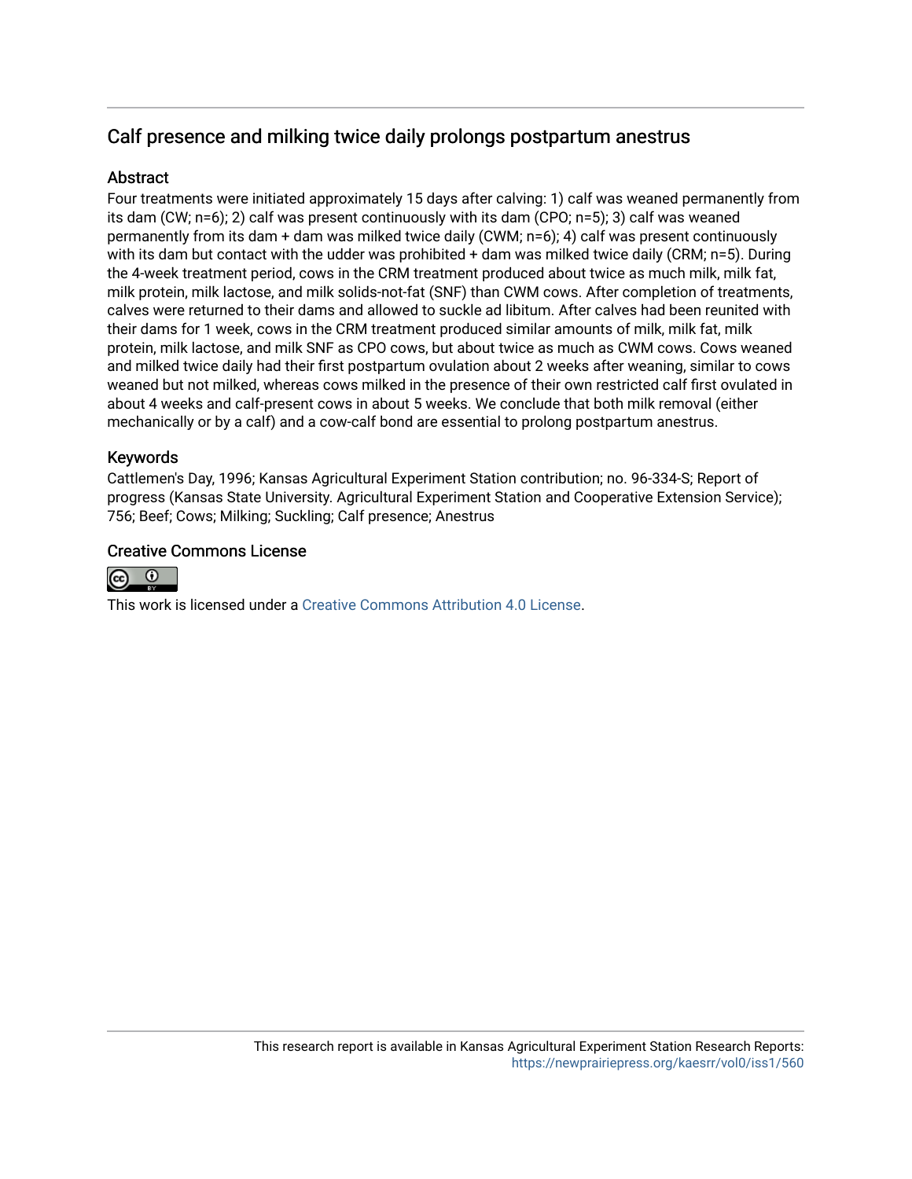## Calf presence and milking twice daily prolongs postpartum anestrus

### Abstract

Four treatments were initiated approximately 15 days after calving: 1) calf was weaned permanently from its dam (CW; n=6); 2) calf was present continuously with its dam (CPO; n=5); 3) calf was weaned permanently from its dam + dam was milked twice daily (CWM; n=6); 4) calf was present continuously with its dam but contact with the udder was prohibited + dam was milked twice daily (CRM; n=5). During the 4-week treatment period, cows in the CRM treatment produced about twice as much milk, milk fat, milk protein, milk lactose, and milk solids-not-fat (SNF) than CWM cows. After completion of treatments, calves were returned to their dams and allowed to suckle ad libitum. After calves had been reunited with their dams for 1 week, cows in the CRM treatment produced similar amounts of milk, milk fat, milk protein, milk lactose, and milk SNF as CPO cows, but about twice as much as CWM cows. Cows weaned and milked twice daily had their first postpartum ovulation about 2 weeks after weaning, similar to cows weaned but not milked, whereas cows milked in the presence of their own restricted calf first ovulated in about 4 weeks and calf-present cows in about 5 weeks. We conclude that both milk removal (either mechanically or by a calf) and a cow-calf bond are essential to prolong postpartum anestrus.

### Keywords

Cattlemen's Day, 1996; Kansas Agricultural Experiment Station contribution; no. 96-334-S; Report of progress (Kansas State University. Agricultural Experiment Station and Cooperative Extension Service); 756; Beef; Cows; Milking; Suckling; Calf presence; Anestrus

### Creative Commons License

This work is licensed under a Creative Commons Attribution 4.0 License.

This research report is available in Kansas Agricultural Experiment Station Research Reports: https://newprairiepress.org/kaesrr/vol0/iss1/560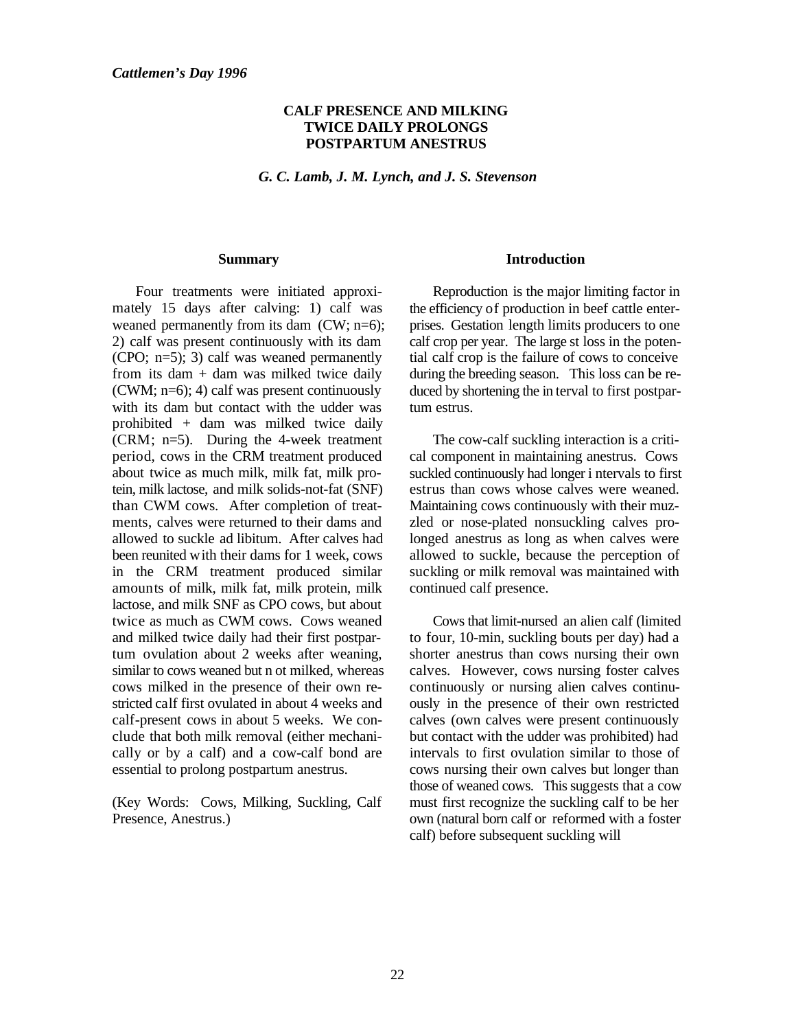*Cattlemen's Day 1996*

# CALF PRESENCE AND MILKING TWICE DAILY PROLONGS POSTPARTUM ANESTRUS

*G. C. Lamb, J. M. Lynch, and J. S. Stevenson*

## Summary

Four treatments were initiated approximately 15 days after calving: 1) calf was weaned permanently from its dam (CW; n=6); 2) calf was present continuously with its dam (CPO; n=5); 3) calf was weaned permanently from its dam + dam was milked twice daily (CWM; n=6); 4) calf was present continuously with its dam but contact with the udder was prohibited + dam was milked twice daily (CRM; n=5). During the 4-week treatment period, cows in the CRM treatment produced about twice as much milk, milk fat, milk protein, milk lactose, and milk solids-not-fat (SNF) than CWM cows. After completion of treatments, calves were returned to their dams and allowed to suckle ad libitum. After calves had been reunited with their dams for 1 week, cows in the CRM treatment produced similar amounts of milk, milk fat, milk protein, milk lactose, and milk SNF as CPO cows, but about twice as much as CWM cows. Cows weaned and milked twice daily had their first postpartum ovulation about 2 weeks after weaning, similar to cows weaned but not milked, whereas cows milked in the presence of their own restricted calf first ovulated in about 4 weeks and calf-present cows in about 5 weeks. We conclude that both milk removal (either mechanically or by a calf) and a cow-calf bond are essential to prolong postpartum anestrus.

(Key Words: Cows, Milking, Suckling, Calf Presence, Anestrus.)

## Introduction

Reproduction is the major limiting factor in the efficiency of production in beef cattle enterprises. Gestation length limits producers to one calf crop per year. The largest loss in the potential calf crop is the failure of cows to conceive during the breeding season. This loss can be reduced by shortening the interval to first postpartum estrus.

The cow-calf suckling interaction is a critical component in maintaining anestrus. Cows suckled continuously had longer intervals to first estrus than cows whose calves were weaned. Maintaining cows continuously with their muzzled or nose-plated nonsuckling calves prolonged anestrus as long as when calves were allowed to suckle, because the perception of suckling or milk removal was maintained with continued calf presence.

Cows that limit-nursed an alien calf (limited to four, 10-min, suckling bouts per day) had a shorter anestrus than cows nursing their own calves. However, cows nursing foster calves continuously or nursing alien calves continuously in the presence of their own restricted calves (own calves were present continuously but contact with the udder was prohibited) had intervals to first ovulation similar to those of cows nursing their own calves but longer than those of weaned cows. This suggests that a cow must first recognize the suckling calf to be her own (natural born calf or reformed with a foster calf) before subsequent suckling will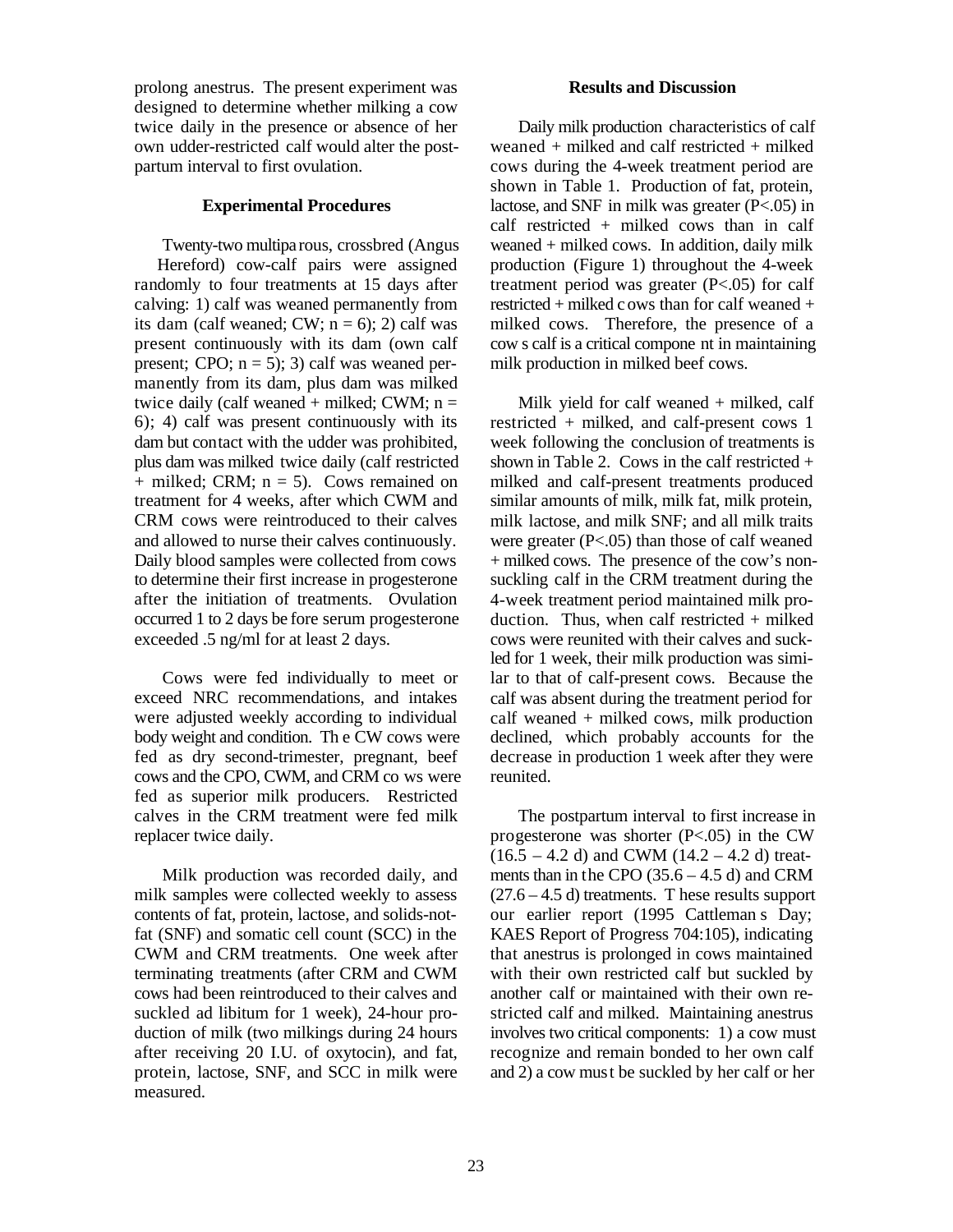prolong anestrus. The present experiment was designed to determine whether milking a cow twice daily in the presence or absence of her own udder-restricted calf would alter the postpartum interval to first ovulation.

## Experimental Procedures

Twenty-two multiparous, crossbred (Angus Hereford) cow-calf pairs were assigned randomly to four treatments at 15 days after calving: 1) calf was weaned permanently from its dam (calf weaned; CW; n = 6); 2) calf was present continuously with its dam (own calf present; CPO; n = 5); 3) calf was weaned permanently from its dam, plus dam was milked twice daily (calf weaned + milked; CWM; n = 6); 4) calf was present continuously with its dam but contact with the udder was prohibited, plus dam was milked twice daily (calf restricted + milked; CRM; n = 5). Cows remained on treatment for 4 weeks, after which CWM and CRM cows were reintroduced to their calves and allowed to nurse their calves continuously. Daily blood samples were collected from cows to determine their first increase in progesterone after the initiation of treatments. Ovulation occurred 1 to 2 days before serum progesterone exceeded .5 ng/ml for at least 2 days.

Cows were fed individually to meet or exceed NRC recommendations, and intakes were adjusted weekly according to individual body weight and condition. The CW cows were fed as dry second-trimester, pregnant, beef cows and the CPO, CWM, and CRM cows were fed as superior milk producers. Restricted calves in the CRM treatment were fed milk replacer twice daily.

Milk production was recorded daily, and milk samples were collected weekly to assess contents of fat, protein, lactose, and solids-not-fat (SNF) and somatic cell count (SCC) in the CWM and CRM treatments. One week after terminating treatments (after CRM and CWM cows had been reintroduced to their calves and suckled ad libitum for 1 week), 24-hour production of milk (two milkings during 24 hours after receiving 20 I.U. of oxytocin), and fat, protein, lactose, SNF, and SCC in milk were measured.

## Results and Discussion

Daily milk production characteristics of calf weaned + milked and calf restricted + milked cows during the 4-week treatment period are shown in Table 1. Production of fat, protein, lactose, and SNF in milk was greater ($P<.05$) in calf restricted + milked cows than in calf weaned + milked cows. In addition, daily milk production (Figure 1) throughout the 4-week treatment period was greater ($P<.05$) for calf restricted + milked cows than for calf weaned + milked cows. Therefore, the presence of a cow s calf is a critical component in maintaining milk production in milked beef cows.

Milk yield for calf weaned + milked, calf restricted + milked, and calf-present cows 1 week following the conclusion of treatments is shown in Table 2. Cows in the calf restricted + milked and calf-present treatments produced similar amounts of milk, milk fat, milk protein, milk lactose, and milk SNF; and all milk traits were greater ($P<.05$) than those of calf weaned + milked cows. The presence of the cow's non-suckling calf in the CRM treatment during the 4-week treatment period maintained milk production. Thus, when calf restricted + milked cows were reunited with their calves and suckled for 1 week, their milk production was similar to that of calf-present cows. Because the calf was absent during the treatment period for calf weaned + milked cows, milk production declined, which probably accounts for the decrease in production 1 week after they were reunited.

The postpartum interval to first increase in progesterone was shorter ($P<.05$) in the CW (16.5 – 4.2 d) and CWM (14.2 – 4.2 d) treatments than in the CPO (35.6 – 4.5 d) and CRM (27.6 – 4.5 d) treatments. These results support our earlier report (1995 Cattleman s Day; KAES Report of Progress 704:105), indicating that anestrus is prolonged in cows maintained with their own restricted calf but suckled by another calf or maintained with their own restricted calf and milked. Maintaining anestrus involves two critical components: 1) a cow must recognize and remain bonded to her own calf and 2) a cow must be suckled by her calf or her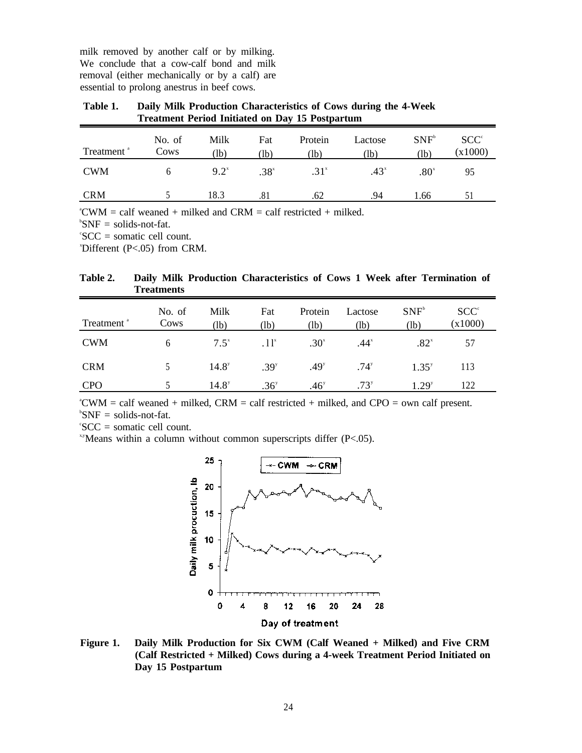milk removed by another calf or by milking. We conclude that a cow-calf bond and milk removal (either mechanically or by a calf) are essential to prolong anestrus in beef cows.

**Table 1. Daily Milk Production Characteristics of Cows during the 4-Week Treatment Period Initiated on Day 15 Postpartum**

| Treatment [a] | No. of Cows | Milk (lb) | Fat (lb) | Protein (lb) | Lactose (lb) | SNF[b] (lb) | SCC[c] (x1000) |
|---|---|---|---|---|---|---|---|
| CWM | 6 | 9.2[x] | .38[x] | .31[x] | .43[x] | .80[x] | 95 |
| CRM | 5 | 18.3 | .81 | .62 | .94 | 1.66 | 51 |

[a]CWM = calf weaned + milked and CRM = calf restricted + milked.
[b]SNF = solids-not-fat.
[c]SCC = somatic cell count.
[x]Different (P<.05) from CRM.

**Table 2. Daily Milk Production Characteristics of Cows 1 Week after Termination of Treatments**

| Treatment [a] | No. of Cows | Milk (lb) | Fat (lb) | Protein (lb) | Lactose (lb) | SNF[b] (lb) | SCC[c] (x1000) |
|---|---|---|---|---|---|---|---|
| CWM | 6 | 7.5[x] | .11[x] | .30[x] | .44[x] | .82[x] | 57 |
| CRM | 5 | 14.8[y] | .39[y] | .49[y] | .74[y] | 1.35[y] | 113 |
| CPO | 5 | 14.8[y] | .36[y] | .46[y] | .73[y] | 1.29[y] | 122 |

[a]CWM = calf weaned + milked, CRM = calf restricted + milked, and CPO = own calf present.
[b]SNF = solids-not-fat.
[c]SCC = somatic cell count.
[x,y]Means within a column without common superscripts differ (P<.05).

CWM CRM

Daily milk procuction, lb

0 5 10 15 20 25

0 4 8 12 16 20 24 28

Day of treatment

**Figure 1. Daily Milk Production for Six CWM (Calf Weaned + Milked) and Five CRM (Calf Restricted + Milked) Cows during a 4-week Treatment Period Initiated on Day 15 Postpartum**